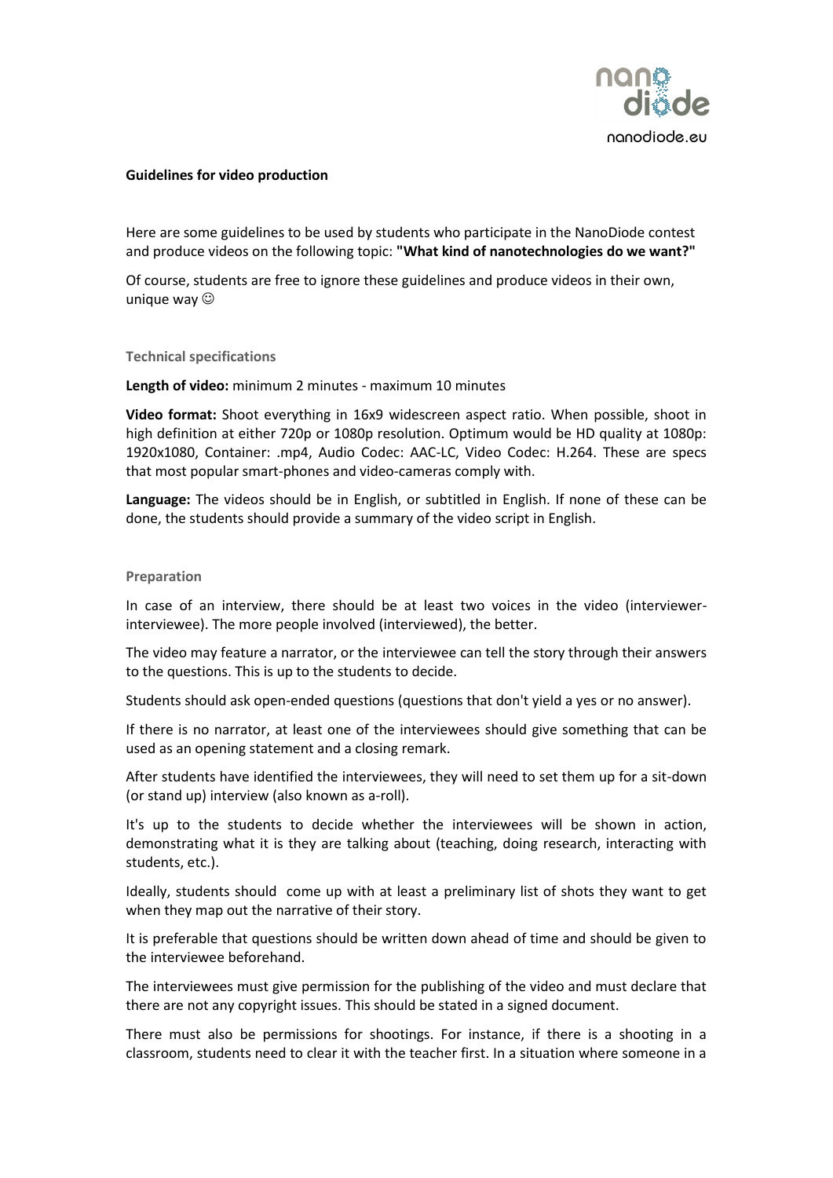# Guidelines for video production

Here are some guidelines to be used by students who participate in the NanoDiode contest and produce videos on the following topic: **"What kind of nanotechnologies do we want?"**

Of course, students are free to ignore these guidelines and produce videos in their own, unique way ☺

## Technical specifications

**Length of video:** minimum 2 minutes - maximum 10 minutes

**Video format:** Shoot everything in 16x9 widescreen aspect ratio. When possible, shoot in high definition at either 720p or 1080p resolution. Optimum would be HD quality at 1080p: 1920x1080, Container: .mp4, Audio Codec: AAC-LC, Video Codec: H.264. These are specs that most popular smart-phones and video-cameras comply with.

**Language:** The videos should be in English, or subtitled in English. If none of these can be done, the students should provide a summary of the video script in English.

## Preparation

In case of an interview, there should be at least two voices in the video (interviewer-interviewee). The more people involved (interviewed), the better.

The video may feature a narrator, or the interviewee can tell the story through their answers to the questions. This is up to the students to decide.

Students should ask open-ended questions (questions that don't yield a yes or no answer).

If there is no narrator, at least one of the interviewees should give something that can be used as an opening statement and a closing remark.

After students have identified the interviewees, they will need to set them up for a sit-down (or stand up) interview (also known as a-roll).

It's up to the students to decide whether the interviewees will be shown in action, demonstrating what it is they are talking about (teaching, doing research, interacting with students, etc.).

Ideally, students should come up with at least a preliminary list of shots they want to get when they map out the narrative of their story.

It is preferable that questions should be written down ahead of time and should be given to the interviewee beforehand.

The interviewees must give permission for the publishing of the video and must declare that there are not any copyright issues. This should be stated in a signed document.

There must also be permissions for shootings. For instance, if there is a shooting in a classroom, students need to clear it with the teacher first. In a situation where someone in a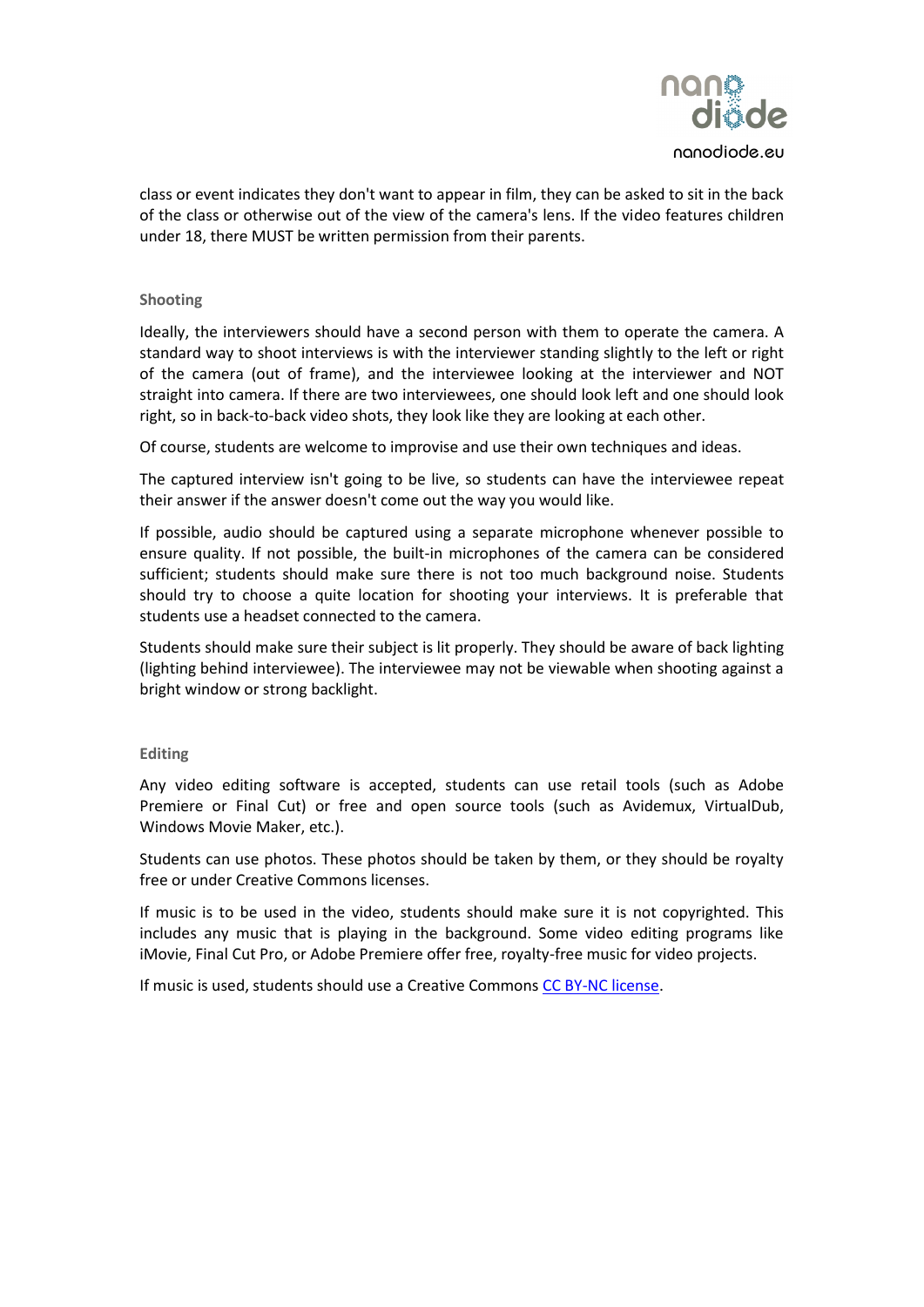class or event indicates they don't want to appear in film, they can be asked to sit in the back of the class or otherwise out of the view of the camera's lens. If the video features children under 18, there MUST be written permission from their parents.

### Shooting

Ideally, the interviewers should have a second person with them to operate the camera. A standard way to shoot interviews is with the interviewer standing slightly to the left or right of the camera (out of frame), and the interviewee looking at the interviewer and NOT straight into camera. If there are two interviewees, one should look left and one should look right, so in back-to-back video shots, they look like they are looking at each other.

Of course, students are welcome to improvise and use their own techniques and ideas.

The captured interview isn't going to be live, so students can have the interviewee repeat their answer if the answer doesn't come out the way you would like.

If possible, audio should be captured using a separate microphone whenever possible to ensure quality. If not possible, the built-in microphones of the camera can be considered sufficient; students should make sure there is not too much background noise. Students should try to choose a quite location for shooting your interviews. It is preferable that students use a headset connected to the camera.

Students should make sure their subject is lit properly. They should be aware of back lighting (lighting behind interviewee). The interviewee may not be viewable when shooting against a bright window or strong backlight.

### Editing

Any video editing software is accepted, students can use retail tools (such as Adobe Premiere or Final Cut) or free and open source tools (such as Avidemux, VirtualDub, Windows Movie Maker, etc.).

Students can use photos. These photos should be taken by them, or they should be royalty free or under Creative Commons licenses.

If music is to be used in the video, students should make sure it is not copyrighted. This includes any music that is playing in the background. Some video editing programs like iMovie, Final Cut Pro, or Adobe Premiere offer free, royalty-free music for video projects.

If music is used, students should use a Creative Commons CC BY-NC license.